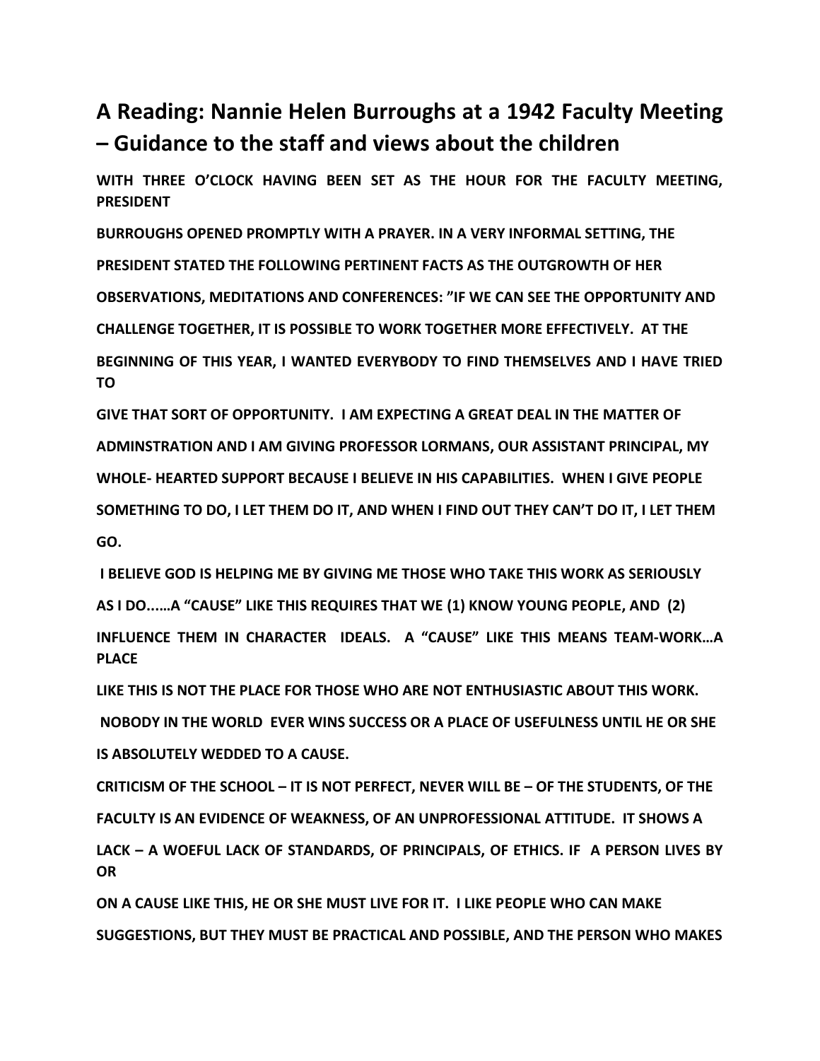# A Reading: Nannie Helen Burroughs at a 1942 Faculty Meeting – Guidance to the staff and views about the children

**WITH THREE O'CLOCK HAVING BEEN SET AS THE HOUR FOR THE FACULTY MEETING, PRESIDENT BURROUGHS OPENED PROMPTLY WITH A PRAYER. IN A VERY INFORMAL SETTING, THE PRESIDENT STATED THE FOLLOWING PERTINENT FACTS AS THE OUTGROWTH OF HER OBSERVATIONS, MEDITATIONS AND CONFERENCES: "IF WE CAN SEE THE OPPORTUNITY AND CHALLENGE TOGETHER, IT IS POSSIBLE TO WORK TOGETHER MORE EFFECTIVELY. AT THE BEGINNING OF THIS YEAR, I WANTED EVERYBODY TO FIND THEMSELVES AND I HAVE TRIED TO GIVE THAT SORT OF OPPORTUNITY. I AM EXPECTING A GREAT DEAL IN THE MATTER OF ADMINSTRATION AND I AM GIVING PROFESSOR LORMANS, OUR ASSISTANT PRINCIPAL, MY WHOLE- HEARTED SUPPORT BECAUSE I BELIEVE IN HIS CAPABILITIES. WHEN I GIVE PEOPLE SOMETHING TO DO, I LET THEM DO IT, AND WHEN I FIND OUT THEY CAN'T DO IT, I LET THEM GO.**

**I BELIEVE GOD IS HELPING ME BY GIVING ME THOSE WHO TAKE THIS WORK AS SERIOUSLY AS I DO......A "CAUSE" LIKE THIS REQUIRES THAT WE (1) KNOW YOUNG PEOPLE, AND (2) INFLUENCE THEM IN CHARACTER IDEALS. A "CAUSE" LIKE THIS MEANS TEAM-WORK…A PLACE LIKE THIS IS NOT THE PLACE FOR THOSE WHO ARE NOT ENTHUSIASTIC ABOUT THIS WORK.**

**NOBODY IN THE WORLD EVER WINS SUCCESS OR A PLACE OF USEFULNESS UNTIL HE OR SHE IS ABSOLUTELY WEDDED TO A CAUSE.**

**CRITICISM OF THE SCHOOL – IT IS NOT PERFECT, NEVER WILL BE – OF THE STUDENTS, OF THE FACULTY IS AN EVIDENCE OF WEAKNESS, OF AN UNPROFESSIONAL ATTITUDE. IT SHOWS A LACK – A WOEFUL LACK OF STANDARDS, OF PRINCIPALS, OF ETHICS. IF A PERSON LIVES BY OR ON A CAUSE LIKE THIS, HE OR SHE MUST LIVE FOR IT. I LIKE PEOPLE WHO CAN MAKE SUGGESTIONS, BUT THEY MUST BE PRACTICAL AND POSSIBLE, AND THE PERSON WHO MAKES**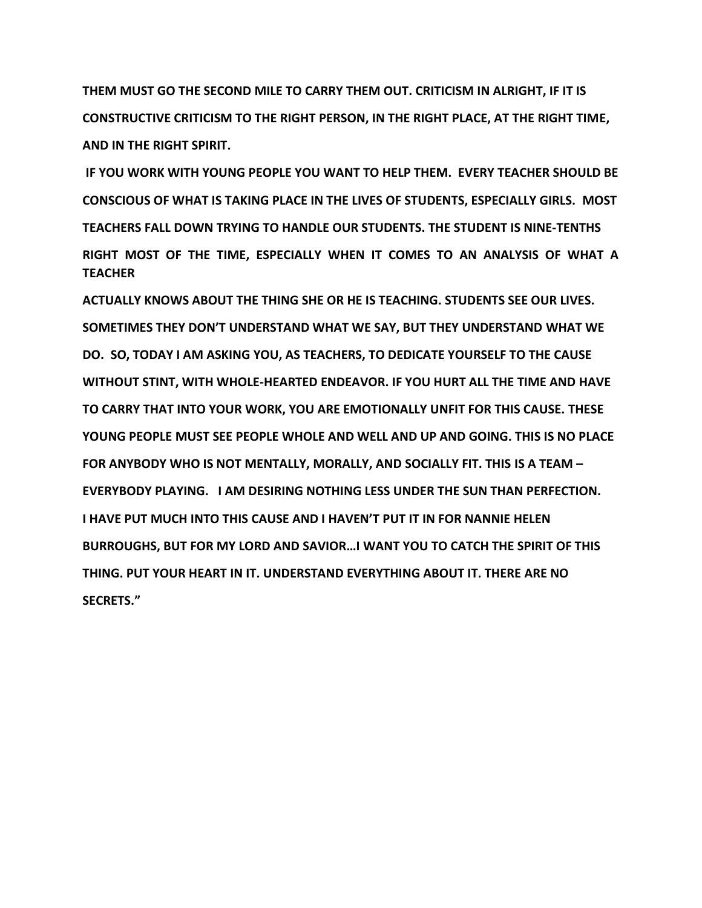**THEM MUST GO THE SECOND MILE TO CARRY THEM OUT. CRITICISM IN ALRIGHT, IF IT IS CONSTRUCTIVE CRITICISM TO THE RIGHT PERSON, IN THE RIGHT PLACE, AT THE RIGHT TIME, AND IN THE RIGHT SPIRIT.**

**IF YOU WORK WITH YOUNG PEOPLE YOU WANT TO HELP THEM. EVERY TEACHER SHOULD BE CONSCIOUS OF WHAT IS TAKING PLACE IN THE LIVES OF STUDENTS, ESPECIALLY GIRLS. MOST TEACHERS FALL DOWN TRYING TO HANDLE OUR STUDENTS. THE STUDENT IS NINE-TENTHS RIGHT MOST OF THE TIME, ESPECIALLY WHEN IT COMES TO AN ANALYSIS OF WHAT A TEACHER ACTUALLY KNOWS ABOUT THE THING SHE OR HE IS TEACHING. STUDENTS SEE OUR LIVES. SOMETIMES THEY DON'T UNDERSTAND WHAT WE SAY, BUT THEY UNDERSTAND WHAT WE DO. SO, TODAY I AM ASKING YOU, AS TEACHERS, TO DEDICATE YOURSELF TO THE CAUSE WITHOUT STINT, WITH WHOLE-HEARTED ENDEAVOR. IF YOU HURT ALL THE TIME AND HAVE TO CARRY THAT INTO YOUR WORK, YOU ARE EMOTIONALLY UNFIT FOR THIS CAUSE. THESE YOUNG PEOPLE MUST SEE PEOPLE WHOLE AND WELL AND UP AND GOING. THIS IS NO PLACE FOR ANYBODY WHO IS NOT MENTALLY, MORALLY, AND SOCIALLY FIT. THIS IS A TEAM – EVERYBODY PLAYING. I AM DESIRING NOTHING LESS UNDER THE SUN THAN PERFECTION. I HAVE PUT MUCH INTO THIS CAUSE AND I HAVEN'T PUT IT IN FOR NANNIE HELEN BURROUGHS, BUT FOR MY LORD AND SAVIOR…I WANT YOU TO CATCH THE SPIRIT OF THIS THING. PUT YOUR HEART IN IT. UNDERSTAND EVERYTHING ABOUT IT. THERE ARE NO SECRETS."**